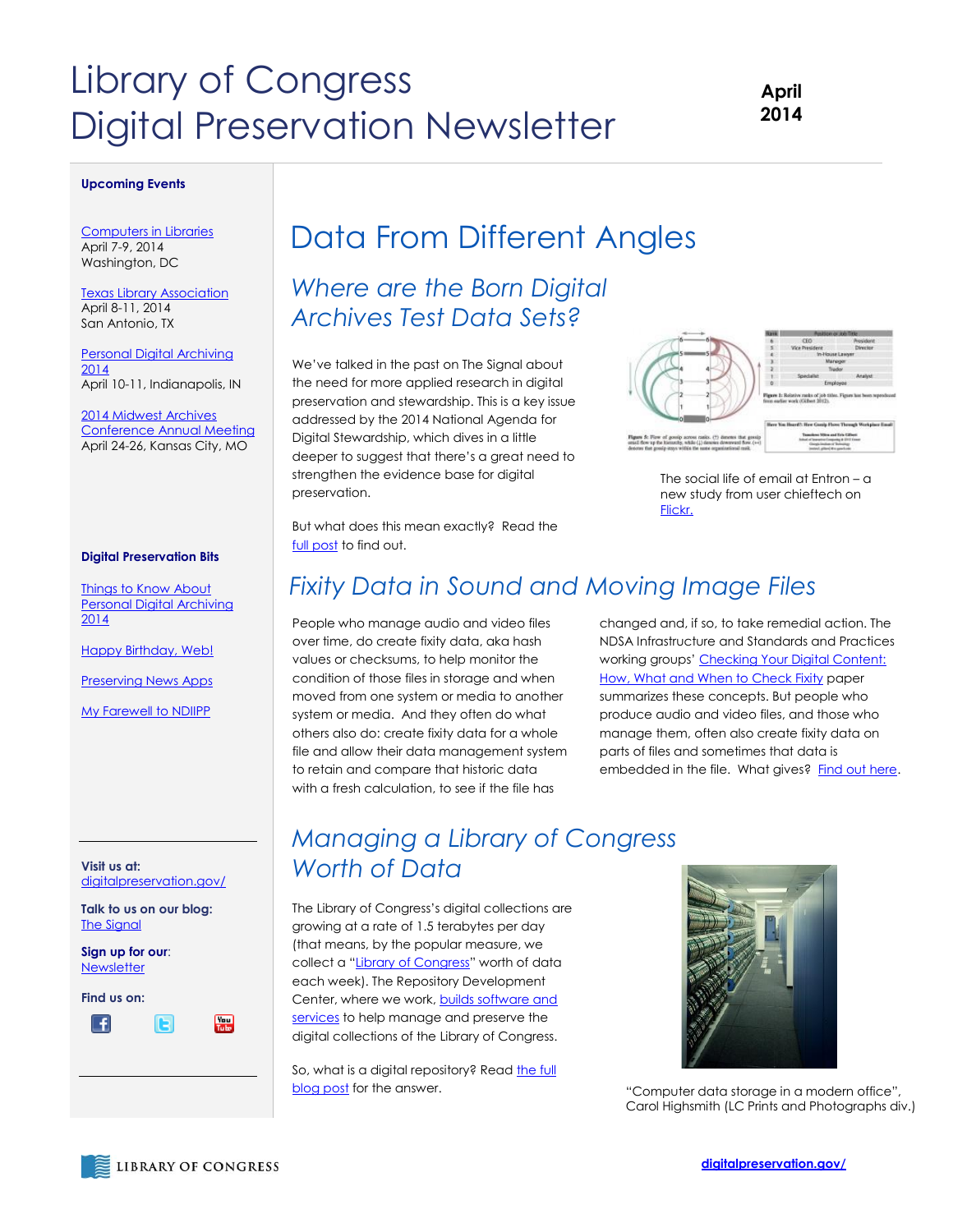# Library of Congress Digital Preservation Newsletter

**April 2014**

**Upcoming Events**

Computers in Libraries
April 7-9, 2014
Washington, DC

Texas Library Association
April 8-11, 2014
San Antonio, TX

Personal Digital Archiving 2014
April 10-11, Indianapolis, IN

2014 Midwest Archives Conference Annual Meeting
April 24-26, Kansas City, MO

**Digital Preservation Bits**

Things to Know About Personal Digital Archiving 2014

Happy Birthday, Web!

Preserving News Apps

My Farewell to NDIIPP

**Visit us at:** digitalpreservation.gov/

**Talk to us on our blog:** The Signal

**Sign up for our:** Newsletter

**Find us on:**

# Data From Different Angles

## *Where are the Born Digital Archives Test Data Sets?*

We've talked in the past on The Signal about the need for more applied research in digital preservation and stewardship. This is a key issue addressed by the 2014 National Agenda for Digital Stewardship, which dives in a little deeper to suggest that there's a great need to strengthen the evidence base for digital preservation.

But what does this mean exactly? Read the full post to find out.

The social life of email at Entron – a new study from user chieftech on Flickr.

## *Fixity Data in Sound and Moving Image Files*

People who manage audio and video files over time, do create fixity data, aka hash values or checksums, to help monitor the condition of those files in storage and when moved from one system or media to another system or media. And they often do what others also do: create fixity data for a whole file and allow their data management system to retain and compare that historic data with a fresh calculation, to see if the file has changed and, if so, to take remedial action. The NDSA Infrastructure and Standards and Practices working groups' Checking Your Digital Content: How, What and When to Check Fixity paper summarizes these concepts. But people who produce audio and video files, and those who manage them, often also create fixity data on parts of files and sometimes that data is embedded in the file. What gives? Find out here.

## *Managing a Library of Congress Worth of Data*

The Library of Congress's digital collections are growing at a rate of 1.5 terabytes per day (that means, by the popular measure, we collect a "Library of Congress" worth of data each week). The Repository Development Center, where we work, builds software and services to help manage and preserve the digital collections of the Library of Congress.

So, what is a digital repository? Read the full blog post for the answer.

"Computer data storage in a modern office", Carol Highsmith (LC Prints and Photographs div.)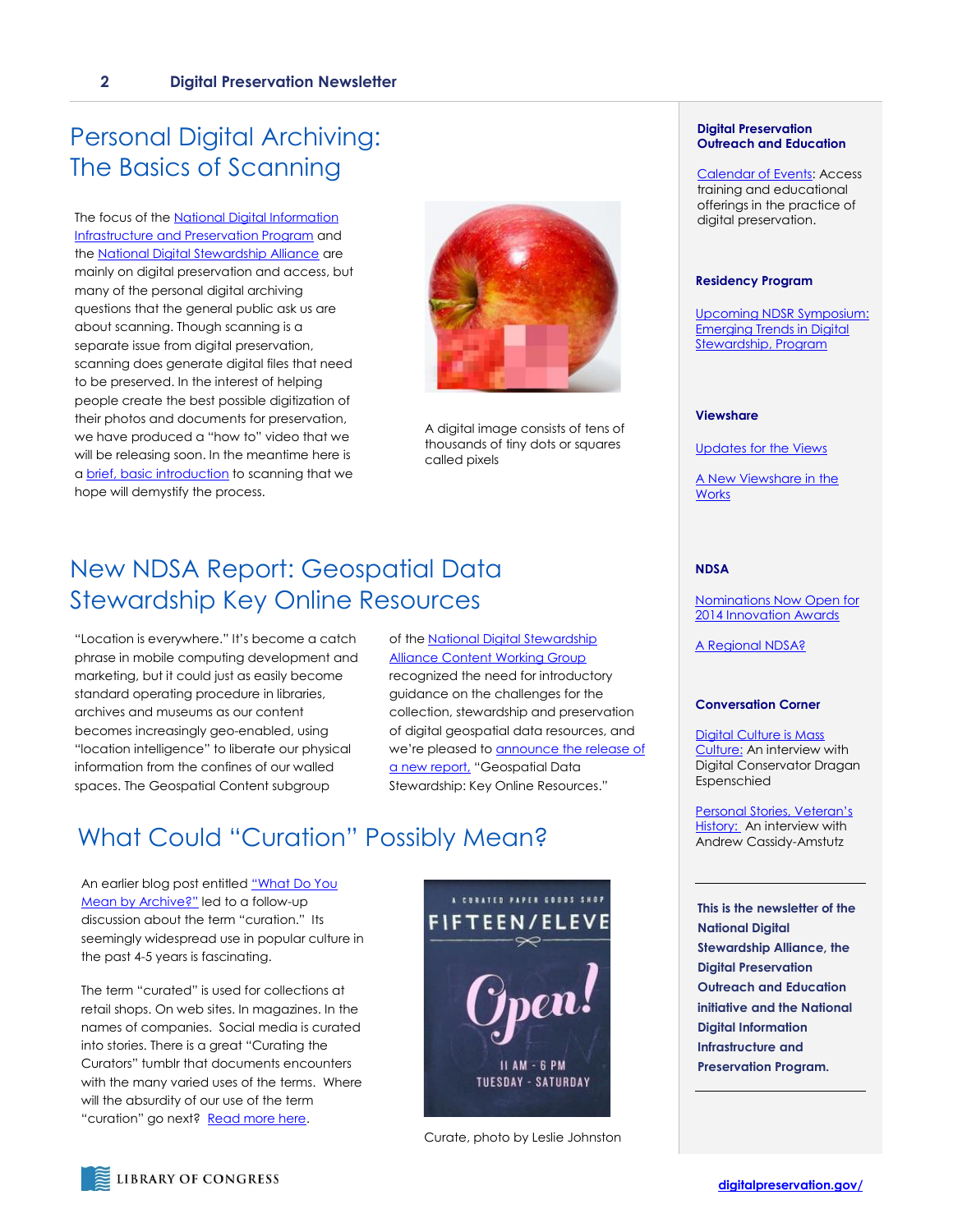# Personal Digital Archiving: The Basics of Scanning

The focus of the National Digital Information Infrastructure and Preservation Program and the National Digital Stewardship Alliance are mainly on digital preservation and access, but many of the personal digital archiving questions that the general public ask us are about scanning. Though scanning is a separate issue from digital preservation, scanning does generate digital files that need to be preserved. In the interest of helping people create the best possible digitization of their photos and documents for preservation, we have produced a "how to" video that we will be releasing soon. In the meantime here is a brief, basic introduction to scanning that we hope will demystify the process.

A digital image consists of tens of thousands of tiny dots or squares called pixels

# New NDSA Report: Geospatial Data Stewardship Key Online Resources

"Location is everywhere." It's become a catch phrase in mobile computing development and marketing, but it could just as easily become standard operating procedure in libraries, archives and museums as our content becomes increasingly geo-enabled, using "location intelligence" to liberate our physical information from the confines of our walled spaces. The Geospatial Content subgroup of the National Digital Stewardship Alliance Content Working Group recognized the need for introductory guidance on the challenges for the collection, stewardship and preservation of digital geospatial data resources, and we're pleased to announce the release of a new report, "Geospatial Data Stewardship: Key Online Resources."

# What Could "Curation" Possibly Mean?

An earlier blog post entitled "What Do You Mean by Archive?" led to a follow-up discussion about the term "curation." Its seemingly widespread use in popular culture in the past 4-5 years is fascinating.

The term "curated" is used for collections at retail shops. On web sites. In magazines. In the names of companies. Social media is curated into stories. There is a great "Curating the Curators" tumblr that documents encounters with the many varied uses of the terms. Where will the absurdity of our use of the term "curation" go next? Read more here.

Curate, photo by Leslie Johnston

---

**Digital Preservation Outreach and Education**

Calendar of Events: Access training and educational offerings in the practice of digital preservation.

**Residency Program**

Upcoming NDSR Symposium: Emerging Trends in Digital Stewardship, Program

**Viewshare**

Updates for the Views

A New Viewshare in the Works

**NDSA**

Nominations Now Open for 2014 Innovation Awards

A Regional NDSA?

**Conversation Corner**

Digital Culture is Mass Culture: An interview with Digital Conservator Dragan Espenschied

Personal Stories, Veteran's History: An interview with Andrew Cassidy-Amstutz

**This is the newsletter of the National Digital Stewardship Alliance, the Digital Preservation Outreach and Education initiative and the National Digital Information Infrastructure and Preservation Program.**

LIBRARY OF CONGRESS

digitalpreservation.gov/